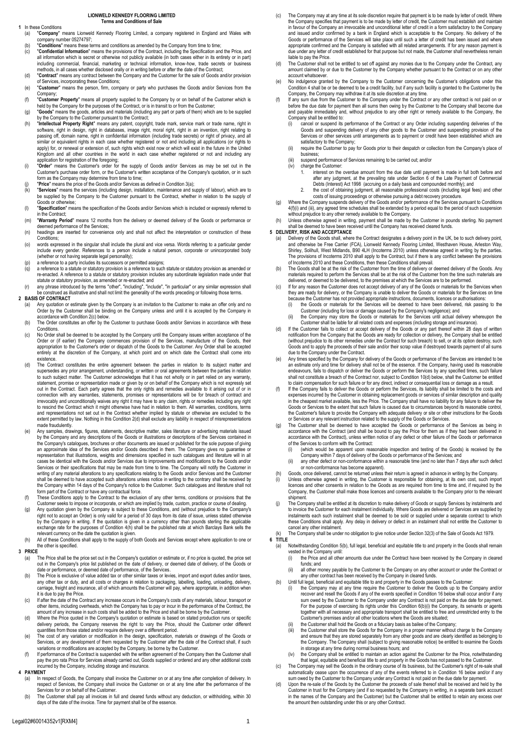# LIONWELD KENNEDY FLOORING LIMITED

## Terms and Conditions of Sale

**1** In these Conditions

(a) "**Company**" means Lionweld Kennedy Flooring Limited, a company registered in England and Wales with company number 05274797;

(b) "**Conditions**" means these terms and conditions as amended by the Company from time to time;

(c) "**Confidential Information**" means the provisions of the Contract, including the Specification and the Price, and all information which is secret or otherwise not publicly available (in both cases either in its entirety or in part) including commercial, financial, marketing or technical information, know-how, trade secrets or business methods, in all cases whether disclosed orally or in writing before or after the date of the Contract;

(d) "**Contract**" means any contract between the Company and the Customer for the sale of Goods and/or provision of Services, incorporating these Conditions;

(e) "**Customer**" means the person, firm, company or party who purchases the Goods and/or Services from the Company;

(f) "**Customer Property**" means all property supplied to the Company by or on behalf of the Customer which is held by the Company for the purposes of the Contract, or is in transit to or from the Customer;

(g) "**Goods**" means the goods, articles and materials (including any part or parts of them) which are to be supplied by the Company to the Customer pursuant to the Contract;

(h) "**Intellectual Property Right**" means any patent, copyright, trade mark, service mark or trade name, right in software, right in design, right in databases, image right, moral right, right in an invention, right relating to passing off, domain name, right in confidential information (including trade secrets) or right of privacy, and all similar or equivalent rights in each case whether registered or not and including all applications (or rights to apply) for, or renewal or extension of, such rights which exist now or which will exist in the future in the United Kingdom and all other countries in the world in each case whether registered or not and including any application for registration of the foregoing;

(i) "**Order**" means the Customer's order for the supply of Goods and/or Services as may be set out in the Customer's purchase order form, or the Customer's written acceptance of the Company's quotation, or in such form as the Company may determine from time to time;

(j) "**Price**" means the price of the Goods and/or Services as defined in Condition 3(a);

(k) "**Services**" means the services (including design, installation, maintenance and supply of labour), which are to be supplied by the Company to the Customer pursuant to the Contract, whether in relation to the supply of Goods or otherwise;

(l) "**Specification**" means the specification of the Goods and/or Services which is included or expressly referred to in the Contract;

(m) "**Warranty Period**" means 12 months from the delivery or deemed delivery of the Goods or performance or deemed performance of the Services;

(n) headings are inserted for convenience only and shall not affect the interpretation or construction of these Conditions;

(o) words expressed in the singular shall include the plural and vice versa. Words referring to a particular gender include every gender. References to a person include a natural person, corporate or unincorporated body (whether or not having separate legal personality);

(p) a reference to a party includes its successors or permitted assigns;

(q) a reference to a statute or statutory provision is a reference to such statute or statutory provision as amended or re-enacted. A reference to a statute or statutory provision includes any subordinate legislation made under that statute or statutory provision, as amended or re-enacted; and

(r) any phrase introduced by the terms "other", "including", "include", "in particular" or any similar expression shall be construed as illustrative and shall not limit the generality of the words preceding or following those terms.

**2 BASIS OF CONTRACT**

(a) Any quotation or estimate given by the Company is an invitation to the Customer to make an offer only and no Order by the Customer shall be binding on the Company unless and until it is accepted by the Company in accordance with Condition 2(c) below.

(b) The Order constitutes an offer by the Customer to purchase Goods and/or Services in accordance with these Conditions.

(c) No Order shall be deemed to be accepted by the Company until the Company issues written acceptance of the Order or (if earlier) the Company commences provision of the Services, manufacture of the Goods, their appropriation to the Customer's order or dispatch of the Goods to the Customer. Any Order shall be accepted entirely at the discretion of the Company, at which point and on which date the Contract shall come into existence.

(d) The Contract constitutes the entire agreement between the parties in relation to its subject matter and supersedes any prior arrangement, understanding, or written or oral agreements between the parties in relation to such subject matter. The Customer acknowledges that it has not wholly or in part relied on any warranty, statement, promise or representation made or given by or on behalf of the Company which is not expressly set out in the Contract. Each party agrees that the only rights and remedies available to it arising out of or in connection with any warranties, statements, promises or representations will be for breach of contract and irrevocably and unconditionally waives any right it may have to any claim, rights or remedies including any right to rescind the Contract which it might otherwise have had in relation to them. All warranties, conditions, terms and representations not set out in the Contract whether implied by statute or otherwise are excluded to the extent permitted by law. Nothing in this Condition 2(d) shall exclude any liability in respect of misrepresentations made fraudulently.

(e) Any samples, drawings, figures, statements, descriptive matter, sales literature or advertising materials issued by the Company and any descriptions of the Goods or illustrations or descriptions of the Services contained in the Company's catalogues, brochures or other documents are issued or published for the sole purpose of giving an approximate idea of the Services and/or Goods described in them. The Company gives no guarantee or representation that illustrations, weights and dimensions specified in such catalogues and literature will in all cases be identical with the Goods and/or Services due to improvements and modifications to the Goods and/or Services or their specifications that may be made from time to time. The Company will notify the Customer in writing of any material alterations to any specifications relating to the Goods and/or Services and the Customer shall be deemed to have accepted such alterations unless notice in writing to the contrary shall be received by the Company within 14 days of the Company's notice to the Customer. Such catalogues and literature shall not form part of the Contract or have any contractual force.

(f) These Conditions apply to the Contract to the exclusion of any other terms, conditions or provisions that the Customer seeks to impose or incorporate, or which are implied by trade, custom, practice or course of dealing.

(g) Any quotation given by the Company is subject to these Conditions, and (without prejudice to the Company's right not to accept an Order) is only valid for a period of 30 days from its date of issue, unless stated otherwise by the Company in writing. If the quotation is given in a currency other than pounds sterling the applicable exchange rate for the purposes of Condition 4(h) shall be the published rate at which Barclays Bank sells the relevant currency on the date the quotation is given.

(h) All of these Conditions shall apply to the supply of both Goods and Services except where application to one or the other is specified.

**3 PRICE**

(a) The Price shall be the price set out in the Company's quotation or estimate or, if no price is quoted, the price set out in the Company's price list published on the date of delivery, or deemed date of delivery, of the Goods or date of performance, or deemed date of performance, of the Services.

(b) The Price is exclusive of value added tax or other similar taxes or levies, import and export duties and/or taxes, any other tax or duty, and all costs or charges in relation to packaging, labelling, loading, unloading, delivery, carriage, freight and insurance, all of which amounts the Customer will pay, where appropriate, in addition when it is due to pay the Price.

(c) If after the date of the Contract any increase occurs in the Company's costs of any materials, labour, transport or other items, including overheads, which the Company has to pay or incur in the performance of the Contract, the amount of any increase in such costs shall be added to the Price and shall be borne by the Customer.

(d) Where the Price quoted in the Company's quotation or estimate is based on stated production runs or specific delivery periods, the Company reserves the right to vary the Price, should the Customer order different quantities from those stated and/or require delivery over a different period.

(e) The cost of any variation or modification in the design, specification, materials or drawings of the Goods or Services, or any development of them requested by the Customer after the date of the Contract shall, if such variations or modifications are accepted by the Company, be borne by the Customer.

(f) If performance of the Contract is suspended with the written agreement of the Company then the Customer shall pay the pro rata Price for Services already carried out, Goods supplied or ordered and any other additional costs incurred by the Company, including storage and insurance.

**4 PAYMENT**

(a) In respect of Goods, the Company shall invoice the Customer on or at any time after completion of delivery. In respect of Services, the Company shall invoice the Customer on or at any time after the performance of the Services for or on behalf of the Customer.

(b) The Customer shall pay all invoices in full and cleared funds without any deduction, or withholding, within 30 days of the date of the invoice. Time for payment shall be of the essence.

(c) The Company may at any time at its sole discretion require that payment is to be made by letter of credit. Where the Company specifies that payment is to be made by letter of credit, the Customer must establish and maintain in favour of the Company an irrevocable and unconditional letter of credit in a form satisfactory to the Company and issued and/or confirmed by a bank in England which is acceptable to the Company. No delivery of the Goods or performance of the Services will take place until such a letter of credit has been issued and where appropriate confirmed and the Company is satisfied with all related arrangements. If for any reason payment is due under any letter of credit established for that purpose but not made, the Customer shall nevertheless remain liable to pay the Price.

(d) The Customer shall not be entitled to set off against any monies due to the Company under the Contract, any amount claimed by or due to the Customer by the Company whether pursuant to the Contract or on any other account whatsoever.

(e) No indulgence granted by the Company to the Customer concerning the Customer's obligations under this Condition 4 shall be or be deemed to be a credit facility, but if any such facility is granted to the Customer by the Company, the Company may withdraw it at its sole discretion at any time.

(f) If any sum due from the Customer to the Company under the Contract or any other contract is not paid on or before the due date for payment then all sums then owing by the Customer to the Company shall become due and payable immediately and, without prejudice to any other right or remedy available to the Company, the Company shall be entitled to:

(i) cancel or suspend its performance of the Contract or any Order including suspending deliveries of the Goods and suspending delivery of any other goods to the Customer and suspending provision of the Services or other services until arrangements as to payment or credit have been established which are satisfactory to the Company;

(ii) require the Customer to pay for Goods prior to their despatch or collection from the Company's place of business;

(iii) suspend performance of Services remaining to be carried out; and/or

(iv) charge the Customer:

1. interest on the overdue amount from the due date until payment is made in full both before and after any judgment, at the prevailing rate under Section 6 of the Late Payment of Commercial Debts (Interest) Act 1998 (accruing on a daily basis and compounded monthly); and
2. the cost of obtaining judgment, all reasonable professional costs (including legal fees) and other costs of issuing proceedings or otherwise pursuing a debt recovery procedure.

(g) Where the Company suspends delivery of the Goods and/or performance of the Services pursuant to Conditions 4(f)(i) and (iii), any agreed time schedules shall be extended by a period equal to the period of such suspension without prejudice to any other remedy available to the Company.

(h) Unless otherwise agreed in writing, payment shall be made by the Customer in pounds sterling. No payment shall be deemed to have been received until the Company has received cleared funds.

**5 DELIVERY, RISK AND ACCEPTANCE**

(a) Delivery of the Goods shall, where the Company designates a delivery point in the UK, be to such delivery point, and otherwise be Free Carrier (FCA), Lionweld Kennedy Flooring Limited, Westhaven House, Arleston Way, Shirley, Solihull, West Midlands, B90 4LH (Incoterms 2010) unless otherwise agreed in writing by the parties. The provisions of Incoterms 2010 shall apply to the Contract, but if there is any conflict between the provisions of Incoterms 2010 and these Conditions, then these Conditions shall prevail.

(b) The Goods shall be at the risk of the Customer from the time of delivery or deemed delivery of the Goods. Any materials required to perform the Services shall be at the risk of the Customer from the time such materials are delivered, or deemed to be delivered, to the premises at which the Services are to be performed.

(c) If for any reason the Customer does not accept delivery of any of the Goods or materials for the Services when they are ready for delivery, or the Company is unable to deliver the Goods or materials for the Services on time because the Customer has not provided appropriate instructions, documents, licences or authorisations:

(i) the Goods or materials for the Services will be deemed to have been delivered, risk passing to the Customer (including for loss or damage caused by the Company's negligence); and

(ii) the Company may store the Goods or materials for the Services until actual delivery whereupon the Customer shall be liable for all related costs and expenses (including storage and insurance).

(d) If the Customer fails to collect or accept delivery of the Goods or any part thereof within 28 days of written notification from the Company that the Goods are ready for collection or delivery, the Company shall be entitled (without prejudice to its other remedies under the Contract for such breach) to sell, or at its option destroy, such Goods and to apply the proceeds of their sale and/or their scrap value if destroyed towards payment of all sums due to the Company under the Contract.

(e) Any times specified by the Company for delivery of the Goods or performance of the Services are intended to be an estimate only and time for delivery shall not be of the essence. If the Company, having used its reasonable endeavours, fails to dispatch or deliver the Goods or perform the Services by any specified times, such failure shall not constitute a breach of the Contract nor, subject to Condition 10(d) below, shall the Customer be entitled to claim compensation for such failure or for any direct, indirect or consequential loss or damage as a result.

(f) If the Company fails to deliver the Goods or perform the Services, its liability shall be limited to the costs and expenses incurred by the Customer in obtaining replacement goods or services of similar description and quality in the cheapest market available, less the Price. The Company shall have no liability for any failure to deliver the Goods or Services to the extent that such failure is caused due to circumstances beyond its reasonable control, the Customer's failure to provide the Company with adequate delivery or site or other instructions for the Goods or Services or any relevant instruction related to the supply of the Goods or Services.

(g) The Customer shall be deemed to have accepted the Goods or performance of the Services as being in accordance with the Contract (and shall be bound to pay the Price for them as if they had been delivered in accordance with the Contract), unless written notice of any defect or other failure of the Goods or performance of the Services to conform with the Contract:

(i) (which would be apparent upon reasonable inspection and testing of the Goods) is received by the Company within 7 days of delivery of the Goods or performance of the Services; and

(ii) any other defect or non-conformance within a reasonable time (and no later than 7 days after such defect or non-conformance has become apparent).

(h) Goods, once delivered, cannot be returned unless their return is agreed in advance in writing by the Company.

(i) Unless otherwise agreed in writing, the Customer is responsible for obtaining, at its own cost, such import licences and other consents in relation to the Goods as are required from time to time and, if required by the Company, the Customer shall make those licences and consents available to the Company prior to the relevant shipment.

(j) The Company shall be entitled at its discretion to make delivery of Goods or supply Services by instalments and to invoice the Customer for each instalment individually. Where Goods are delivered or Services are supplied by instalments each such instalment shall be deemed to be sold or supplied under a separate contract to which these Conditions shall apply. Any delay in delivery or defect in an instalment shall not entitle the Customer to cancel any other instalment.

(k) The Company shall be under no obligation to give notice under Section 32(3) of the Sale of Goods Act 1979.

**6 TITLE**

(a) Notwithstanding Condition 5(b), full legal, beneficial and equitable title to and property in the Goods shall remain vested in the Company until:

(i) the Price and all other amounts due under the Contract have been received by the Company in cleared funds; and

(ii) all other money payable by the Customer to the Company on any other account or under the Contract or any other contract has been received by the Company in cleared funds.

(b) Until full legal, beneficial and equitable title to and property in the Goods passes to the Customer:

(i) the Company may at any time require the Customer to deliver the Goods up to the Company and/or recover and resell the Goods if any of the events specified in Condition 16 below shall occur and/or if any sum owed by the Customer to the Company under any Contract is not paid on the due date for payment. For the purpose of exercising its rights under this Condition 6(b)(i) the Company, its servants or agents together with all necessary and appropriate transport shall be entitled to free and unrestricted entry to the Customer's premises and/or all other locations where the Goods are situated;

(ii) the Customer shall hold the Goods on a fiduciary basis as bailee of the Company;

(iii) the Customer shall store the Goods for the Company in a proper manner without charge to the Company and ensure that they are stored separately from any other goods and are clearly identified as belonging to the Company. The Company shall (subject to giving reasonable notice) be entitled to examine the Goods in storage at any time during normal business hours; and

(iv) the Company shall be entitled to maintain an action against the Customer for the Price, notwithstanding that legal, equitable and beneficial title to and property in the Goods has not passed to the Customer.

(c) The Company may sell the Goods in the ordinary course of its business, but the Customer's right of re-sale shall automatically cease upon the occurrence of any of the events referred to in Condition 16 below and/or if any sum owed by the Customer to the Company under any Contract is not paid on the due date for payment.

(d) Upon the re-sale of the Goods by the Customer the proceeds of sale thereof shall be received and held by the Customer in trust for the Company (and if so requested by the Company in writing, in a separate bank account in the names of the Company and the Customer) but the Customer shall be entitled to retain any excess over the amount then outstanding under this or any other Contract.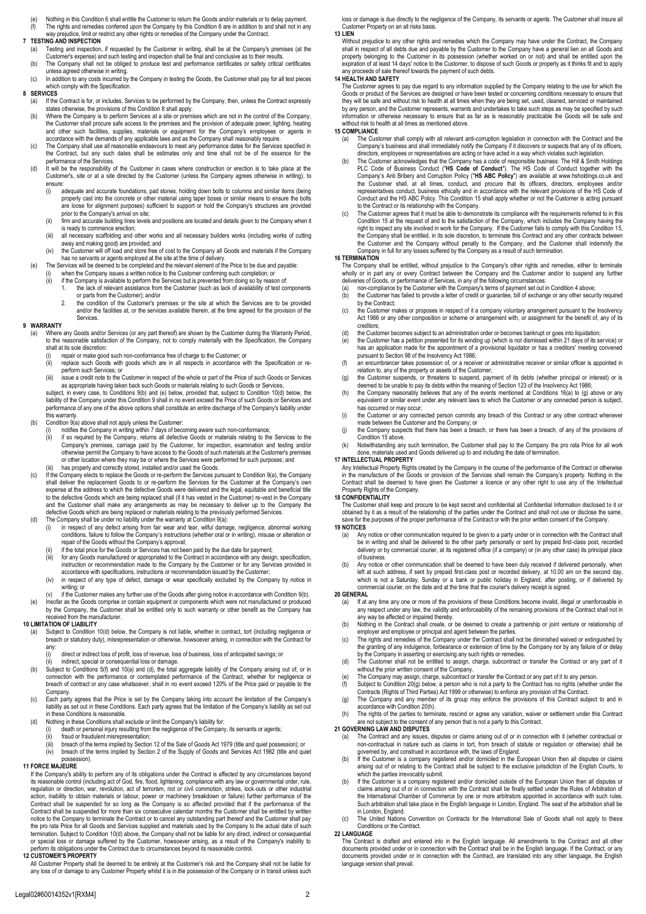(e) Nothing in this Condition 6 shall entitle the Customer to return the Goods and/or materials or to delay payment.
(f) The rights and remedies conferred upon the Company by this Condition 6 are in addition to and shall not in any way prejudice, limit or restrict any other rights or remedies of the Company under the Contract.

**7 TESTING AND INSPECTION**

(a) Testing and inspection, if requested by the Customer in writing, shall be at the Company's premises (at the Customer's expense) and such testing and inspection shall be final and conclusive as to their results.
(b) The Company shall not be obliged to produce test and performance certificates or safety critical certificates unless agreed otherwise in writing.
(c) In addition to any costs incurred by the Company in testing the Goods, the Customer shall pay for all test pieces which comply with the Specification.

**8 SERVICES**

(a) If the Contract is for, or includes, Services to be performed by the Company, then, unless the Contract expressly states otherwise, the provisions of this Condition 8 shall apply.
(b) Where the Company is to perform Services at a site or premises which are not in the control of the Company, the Customer shall procure safe access to the premises and the provision of adequate power, lighting, heating and other such facilities, supplies, materials or equipment for the Company's employees or agents in accordance with the demands of any applicable laws and as the Company shall reasonably require.
(c) The Company shall use all reasonable endeavours to meet any performance dates for the Services specified in the Contract, but any such dates shall be estimates only and time shall not be of the essence for the performance of the Services.
(d) It will be the responsibility of the Customer in cases where construction or erection is to take place at the Customer's, site or at a site directed by the Customer (unless the Company agrees otherwise in writing), to ensure:
   (i) adequate and accurate foundations, pad stones, holding down bolts to columns and similar items (being properly cast into the concrete or other material using taper boxes or similar means to ensure the bolts are loose for alignment purposes) sufficient to support or hold the Company's structures are provided prior to the Company's arrival on site;
   (ii) firm and accurate building lines levels and positions are located and details given to the Company when it is ready to commence erection;
   (iii) all necessary scaffolding and other works and all necessary builders works (including works of cutting away and making good) are provided; and
   (iv) the Customer will off load and store free of cost to the Company all Goods and materials if the Company has no servants or agents employed at the site at the time of delivery.
(e) The Services will be deemed to be completed and the relevant element of the Price to be due and payable:
   (i) when the Company issues a written notice to the Customer confirming such completion; or
   (ii) if the Company is available to perform the Services but is prevented from doing so by reason of:
      1. the lack of relevant assistance from the Customer (such as lack of availability of test components or parts from the Customer); and/or
      2. the condition of the Customer's premises or the site at which the Services are to be provided and/or the facilities at, or the services available therein, at the time agreed for the provision of the Services.

**9 WARRANTY**

(a) Where any Goods and/or Services (or any part thereof) are shown by the Customer during the Warranty Period, to the reasonable satisfaction of the Company, not to comply materially with the Specification, the Company shall at its sole discretion:
   (i) repair or make good such non-conformance free of charge to the Customer; or
   (ii) replace such Goods with goods which are in all respects in accordance with the Specification or re-perform such Services; or
   (iii) issue a credit note to the Customer in respect of the whole or part of the Price of such Goods or Services as appropriate having taken back such Goods or materials relating to such Goods or Services,

subject, in every case, to Conditions 9(b) and (e) below, provided that, subject to Condition 10(d) below, the liability of the Company under this Condition 9 shall in no event exceed the Price of such Goods or Services and performance of any one of the above options shall constitute an entire discharge of the Company's liability under this warranty.

(b) Condition 9(a) above shall not apply unless the Customer:
   (i) notifies the Company in writing within 7 days of becoming aware such non-conformance;
   (ii) if so required by the Company, returns all defective Goods or materials relating to the Services to the Company's premises, carriage paid by the Customer, for inspection, examination and testing and/or otherwise permit the Company to have access to the Goods of such materials at the Customer's premises or other location where they may be or where the Services were performed for such purposes; and
   (iii) has properly and correctly stored, installed and/or used the Goods.
(c) If the Company elects to replace the Goods or re-perform the Services pursuant to Condition 9(a), the Company shall deliver the replacement Goods to or re-perform the Services for the Customer at the Company's own expense at the address to which the defective Goods were delivered and the legal, equitable and beneficial title to the defective Goods which are being replaced shall (if it has vested in the Customer) re-vest in the Company and the Customer shall make any arrangements as may be necessary to deliver up to the Company the defective Goods which are being replaced or materials relating to the previously performed Services.
(d) The Company shall be under no liability under the warranty at Condition 9(a):
   (i) in respect of any defect arising from fair wear and tear, wilful damage, negligence, abnormal working conditions, failure to follow the Company's instructions (whether oral or in writing), misuse or alteration or repair of the Goods without the Company's approval;
   (ii) if the total price for the Goods or Services has not been paid by the due date for payment;
   (iii) for any Goods manufactured or appropriated to the Contract in accordance with any design, specification, instruction or recommendation made to the Company by the Customer or for any Services provided in accordance with specifications, instructions or recommendation issued by the Customer;
   (iv) in respect of any type of defect, damage or wear specifically excluded by the Company by notice in writing; or
   (v) if the Customer makes any further use of the Goods after giving notice in accordance with Condition 9(b).
(e) Insofar as the Goods comprise or contain equipment or components which were not manufactured or produced by the Company, the Customer shall be entitled only to such warranty or other benefit as the Company has received from the manufacturer.

**10 LIMITATION OF LIABILITY**

(a) Subject to Condition 10(d) below, the Company is not liable, whether in contract, tort (including negligence or breach or statutory duty), misrepresentation or otherwise, howsoever arising, in connection with the Contract for any:
   (i) direct or indirect loss of profit, loss of revenue, loss of business, loss of anticipated savings; or
   (ii) indirect, special or consequential loss or damage.
(b) Subject to Conditions 5(f) and 10(a) and (d), the total aggregate liability of the Company arising out of, or in connection with the performance or contemplated performance of the Contract, whether for negligence or breach of contract or any case whatsoever, shall in no event exceed 120% of the Price paid or payable to the Company.
(c) Each party agrees that the Price is set by the Company taking into account the limitation of the Company's liability as set out in these Conditions. Each party agrees that the limitation of the Company's liability as set out in these Conditions is reasonable.
(d) Nothing in these Conditions shall exclude or limit the Company's liability for:
   (i) death or personal injury resulting from the negligence of the Company, its servants or agents;
   (ii) fraud or fraudulent misrepresentation;
   (iii) breach of the terms implied by Section 12 of the Sale of Goods Act 1979 (title and quiet possession); or
   (iv) breach of the terms implied by Section 2 of the Supply of Goods and Services Act 1982 (title and quiet possession).

**11 FORCE MAJEURE**

If the Company's ability to perform any of its obligations under the Contract is affected by any circumstances beyond its reasonable control (including act of God, fire, flood, lightening, compliance with any law or governmental order, rule, regulation or direction, war, revolution, act of terrorism, riot or civil commotion, strikes, lock-outs or other industrial action, inability to obtain materials or labour, power or machinery breakdown or failure) further performance of the Contract shall be suspended for so long as the Company is so affected provided that if the performance of the Contract shall be suspended for more than six consecutive calendar months the Customer shall be entitled by written notice to the Company to terminate the Contract or to cancel any outstanding part thereof and the Customer shall pay the pro rata Price for all Goods and Services supplied and materials used by the Company to the actual date of such termination. Subject to Condition 10(d) above, the Company shall not be liable for any direct, indirect or consequential or special loss or damage suffered by the Customer, howsoever arising, as a result of the Company's inability to perform its obligations under the Contract due to circumstances beyond its reasonable control.

**12 CUSTOMER'S PROPERTY**

All Customer Property shall be deemed to be entirely at the Customer's risk and the Company shall not be liable for any loss of or damage to any Customer Property whilst it is in the possession of the Company or in transit unless such loss or damage is due directly to the negligence of the Company, its servants or agents. The Customer shall insure all Customer Property on an all risks basis.

**13 LIEN**

Without prejudice to any other rights and remedies which the Company may have under the Contract, the Company shall in respect of all debts due and payable by the Customer to the Company have a general lien on all Goods and property belonging to the Customer in its possession (whether worked on or not) and shall be entitled upon the expiration of at least 14 days' notice to the Customer, to dispose of such Goods or property as it thinks fit and to apply any proceeds of sale thereof towards the payment of such debts.

**14 HEALTH AND SAFETY**

The Customer agrees to pay due regard to any information supplied by the Company relating to the use for which the Goods or product of the Services are designed or have been tested or concerning conditions necessary to ensure that they will be safe and without risk to health at all times when they are being set, used, cleaned, serviced or maintained by any person, and the Customer represents, warrants and undertakes to take such steps as may be specified by such information or otherwise necessary to ensure that as far as is reasonably practicable the Goods will be safe and without risk to health at all times as mentioned above.

**15 COMPLIANCE**

(a) The Customer shall comply with all relevant anti-corruption legislation in connection with the Contract and the Company's business and shall immediately notify the Company if it discovers or suspects that any of its officers, directors, employees or representatives are acting or have acted in a way which violates such legislation.
(b) The Customer acknowledges that the Company has a code of responsible business: The Hill & Smith Holdings PLC Code of Business Conduct ("**HS Code of Conduct**"). The HS Code of Conduct together with the Company's Anti Bribery and Corruption Policy ("**HS ABC Policy**") are available at www.hsholdings.co.uk and the Customer shall, at all times, conduct, and procure that its officers, directors, employees and/or representatives conduct, business ethically and in accordance with the relevant provisions of the HS Code of Conduct and the HS ABC Policy. This Condition 15 shall apply whether or not the Customer is acting pursuant to the Contract or its relationship with the Company.
(c) The Customer agrees that it must be able to demonstrate its compliance with the requirements referred to in this Condition 15 at the request of and to the satisfaction of the Company, which includes the Company having the right to inspect any site involved in work for the Company. If the Customer fails to comply with this Condition 15, the Company shall be entitled, in its sole discretion, to terminate this Contract and any other contracts between the Customer and the Company without penalty to the Company, and the Customer shall indemnify the Company in full for any losses suffered by the Company as a result of such termination.

**16 TERMINATION**

The Company shall be entitled, without prejudice to the Company's other rights and remedies, either to terminate wholly or in part any or every Contract between the Company and the Customer and/or to suspend any further deliveries of Goods, or performance of Services, in any of the following circumstances:

(a) non-compliance by the Customer with the Company's terms of payment set out in Condition 4 above;
(b) the Customer has failed to provide a letter of credit or guarantee, bill of exchange or any other security required by the Contract;
(c) the Customer makes or proposes in respect of it a company voluntary arrangement pursuant to the Insolvency Act 1986 or any other composition or scheme or arrangement with, or assignment for the benefit of, any of its creditors;
(d) the Customer becomes subject to an administration order or becomes bankrupt or goes into liquidation;
(e) the Customer has a petition presented for its winding up (which is not dismissed within 21 days of its service) or has an application made for the appointment of a provisional liquidator or has a creditors' meeting convened pursuant to Section 98 of the Insolvency Act 1986;
(f) an encumbrancer takes possession of, or a receiver or administrative receiver or similar officer is appointed in relation to, any of the property or assets of the Customer;
(g) the Customer suspends, or threatens to suspend, payment of its debts (whether principal or interest) or is deemed to be unable to pay its debts within the meaning of Section 123 of the Insolvency Act 1986;
(h) the Company reasonably believes that any of the events mentioned at Conditions 16(a) to (g) above or any equivalent or similar event under any relevant laws to which the Customer or any connected person is subject, has occurred or may occur;
(i) the Customer or any connected person commits any breach of this Contract or any other contract whenever made between the Customer and the Company; or
(j) the Company suspects that there has been a breach, or there has been a breach, of any of the provisions of Condition 15 above.
(k) Notwithstanding any such termination, the Customer shall pay to the Company the pro rata Price for all work done, materials used and Goods delivered up to and including the date of termination.

**17 INTELLECTUAL PROPERTY**

Any Intellectual Property Rights created by the Company in the course of the performance of the Contract or otherwise in the manufacture of the Goods or provision of the Services shall remain the Company's property. Nothing in the Contract shall be deemed to have given the Customer a licence or any other right to use any of the Intellectual Property Rights of the Company.

**18 CONFIDENTIALITY**

The Customer shall keep and procure to be kept secret and confidential all Confidential Information disclosed to it or obtained by it as a result of the relationship of the parties under the Contract and shall not use or disclose the same, save for the purposes of the proper performance of the Contract or with the prior written consent of the Company.

**19 NOTICES**

(a) Any notice or other communication required to be given to a party under or in connection with the Contract shall be in writing and shall be delivered to the other party personally or sent by prepaid first-class post, recorded delivery or by commercial courier, at its registered office (if a company) or (in any other case) its principal place of business.
(b) Any notice or other communication shall be deemed to have been duly received if delivered personally, when left at such address, if sent by prepaid first-class post or recorded delivery, at 10.00 am on the second day, which is not a Saturday, Sunday or a bank or public holiday in England, after posting, or if delivered by commercial courier, on the date and at the time that the courier's delivery receipt is signed.

**20 GENERAL**

(a) If at any time any one or more of the provisions of these Conditions become invalid, illegal or unenforceable in any respect under any law, the validity and enforceability of the remaining provisions of the Contract shall not in any way be affected or impaired thereby.
(b) Nothing in the Contract shall create, or be deemed to create a partnership or joint venture or relationship of employer and employee or principal and agent between the parties.
(c) The rights and remedies of the Company under the Contract shall not be diminished waived or extinguished by the granting of any indulgence, forbearance or extension of time by the Company nor by any failure of or delay by the Company in asserting or exercising any such rights or remedies.
(d) The Customer shall not be entitled to assign, charge, subcontract or transfer the Contract or any part of it without the prior written consent of the Company.
(e) The Company may assign, charge, subcontract or transfer the Contract or any part of it to any person.
(f) Subject to Condition 20(g) below, a person who is not a party to the Contract has no rights (whether under the Contracts (Rights of Third Parties) Act 1999 or otherwise) to enforce any provision of the Contract.
(g) The Company and any member of its group may enforce the provisions of this Contract subject to and in accordance with Condition 20(h).
(h) The rights of the parties to terminate, rescind or agree any variation, waiver or settlement under this Contract are not subject to the consent of any person that is not a party to this Contract.

**21 GOVERNING LAW AND DISPUTES**

(a) The Contract and any issues, disputes or claims arising out of or in connection with it (whether contractual or non-contractual in nature such as claims in tort, from breach of statute or regulation or otherwise) shall be governed by, and construed in accordance with, the laws of England.
(b) If the Customer is a company registered and/or domiciled in the European Union then all disputes or claims arising out of or relating to the Contract shall be subject to the exclusive jurisdiction of the English Courts, to which the parties irrevocably submit.
(b) If the Customer is a company registered and/or domiciled outside of the European Union then all disputes or claims arising out of or in connection with the Contract shall be finally settled under the Rules of Arbitration of the International Chamber of Commerce by one or more arbitrators appointed in accordance with such rules. Such arbitration shall take place in the English language in London, England. The seat of the arbitration shall be in London, England.
(c) The United Nations Convention on Contracts for the International Sale of Goods shall not apply to these Conditions or the Contract.

**22 LANGUAGE**

The Contract is drafted and entered into in the English language. All amendments to the Contract and all other documents provided under or in connection with the Contract shall be in the English language. If the Contract, or any documents provided under or in connection with the Contract, are translated into any other language, the English language version shall prevail.

Legal02#60014352v1[RXM4]